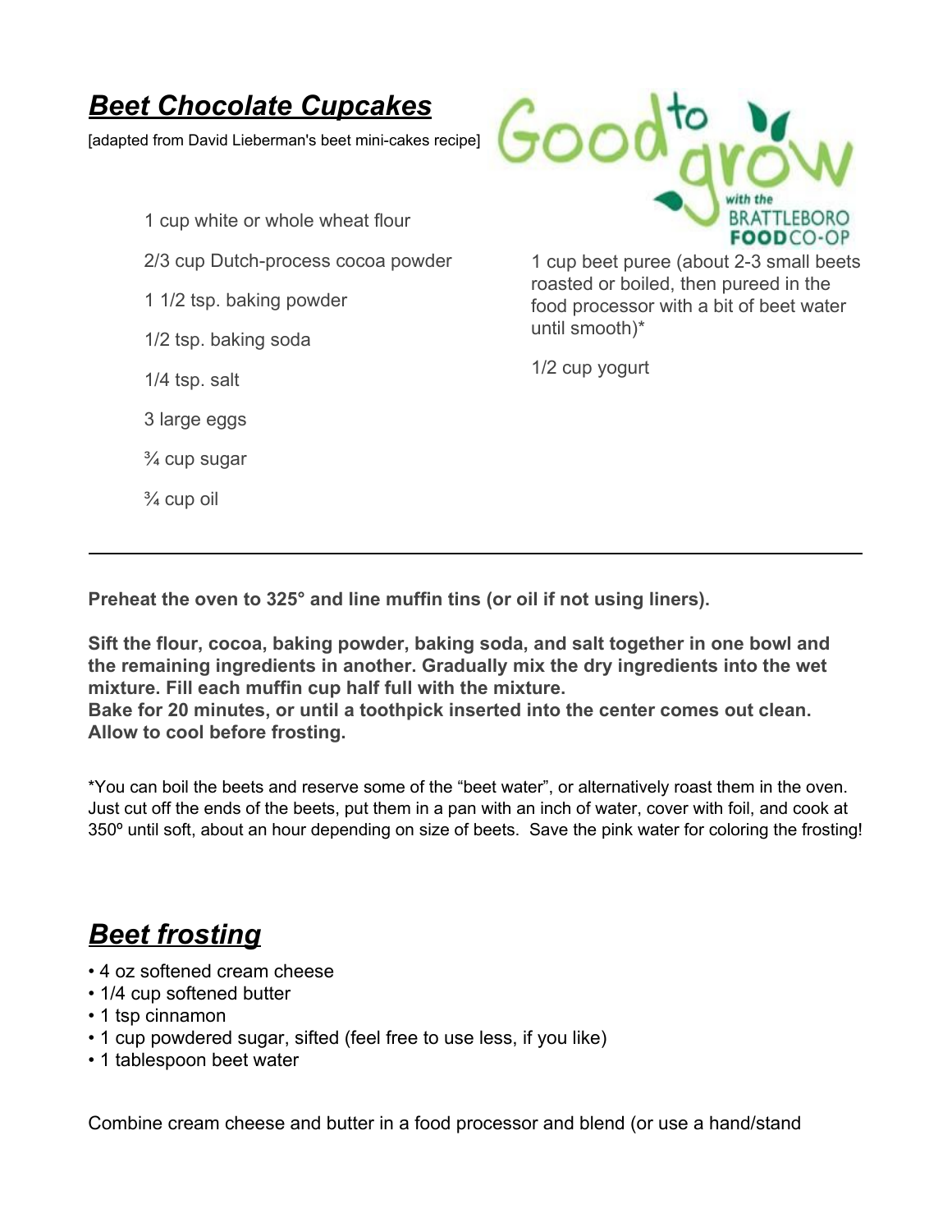# ***Beet Chocolate Cupcakes***

[adapted from David Lieberman's beet mini-cakes recipe]

Good to grow with the BRATTLEBORO FOOD CO-OP

1 cup white or whole wheat flour

2/3 cup Dutch-process cocoa powder

1 1/2 tsp. baking powder

1/2 tsp. baking soda

1/4 tsp. salt

3 large eggs

¾ cup sugar

¾ cup oil

1 cup beet puree (about 2-3 small beets roasted or boiled, then pureed in the food processor with a bit of beet water until smooth)*

1/2 cup yogurt

---

**Preheat the oven to 325° and line muffin tins (or oil if not using liners).**

**Sift the flour, cocoa, baking powder, baking soda, and salt together in one bowl and the remaining ingredients in another. Gradually mix the dry ingredients into the wet mixture. Fill each muffin cup half full with the mixture.**
**Bake for 20 minutes, or until a toothpick inserted into the center comes out clean. Allow to cool before frosting.**

*You can boil the beets and reserve some of the "beet water", or alternatively roast them in the oven. Just cut off the ends of the beets, put them in a pan with an inch of water, cover with foil, and cook at 350º until soft, about an hour depending on size of beets. Save the pink water for coloring the frosting!

# ***Beet frosting***

- 4 oz softened cream cheese
- 1/4 cup softened butter
- 1 tsp cinnamon
- 1 cup powdered sugar, sifted (feel free to use less, if you like)
- 1 tablespoon beet water

Combine cream cheese and butter in a food processor and blend (or use a hand/stand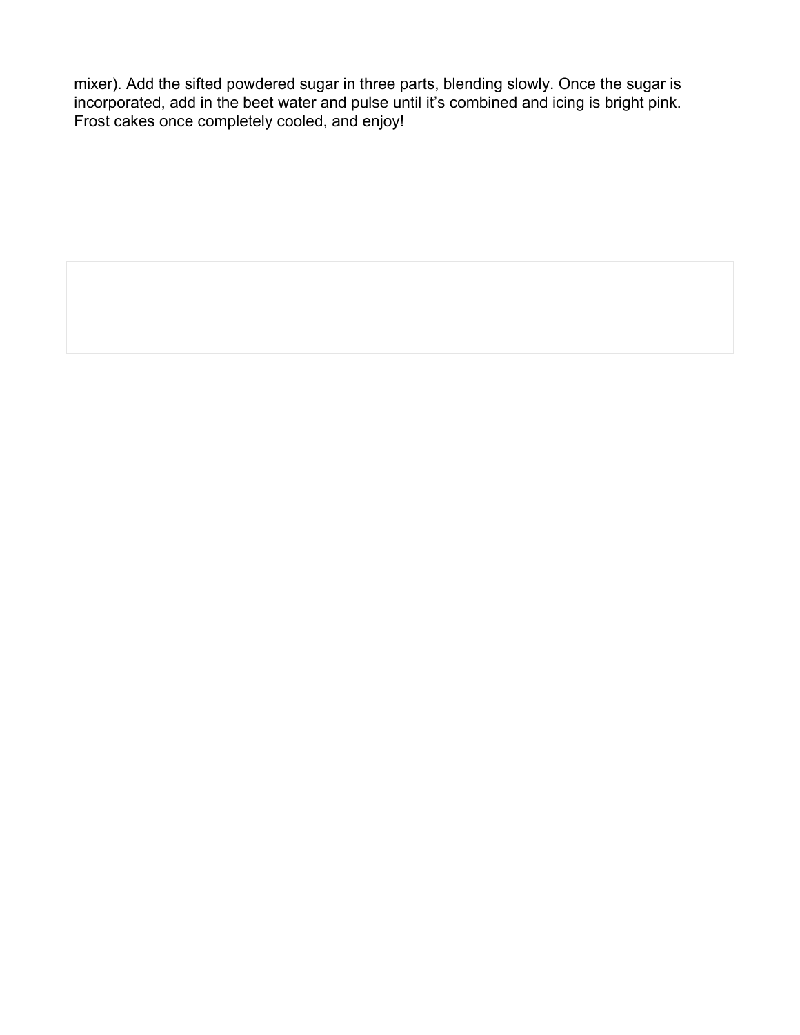mixer). Add the sifted powdered sugar in three parts, blending slowly. Once the sugar is incorporated, add in the beet water and pulse until it's combined and icing is bright pink. Frost cakes once completely cooled, and enjoy!